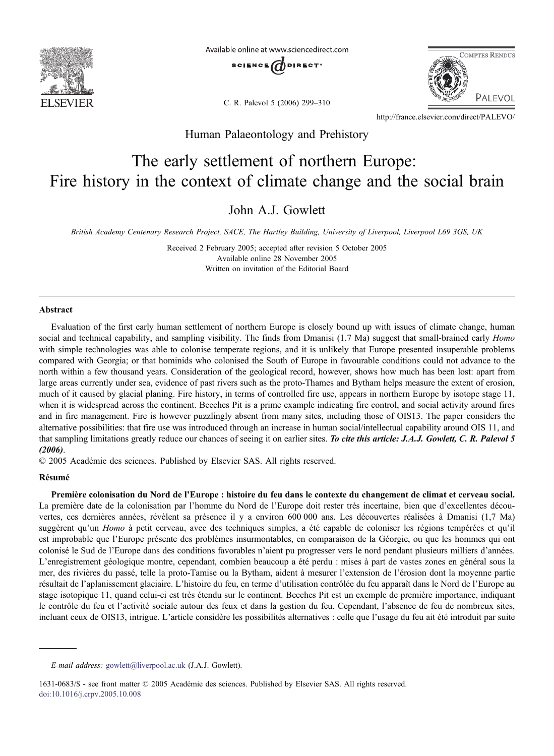Human Palaeontology and Prehistory

# The early settlement of northern Europe: Fire history in the context of climate change and the social brain

John A.J. Gowlett

*British Academy Centenary Research Project, SACE, The Hartley Building, University of Liverpool, Liverpool L69 3GS, UK*

Received 2 February 2005; accepted after revision 5 October 2005

Available online 28 November 2005

Written on invitation of the Editorial Board

## Abstract

Evaluation of the first early human settlement of northern Europe is closely bound up with issues of climate change, human social and technical capability, and sampling visibility. The finds from Dmanisi (1.7 Ma) suggest that small-brained early *Homo* with simple technologies was able to colonise temperate regions, and it is unlikely that Europe presented insuperable problems compared with Georgia; or that hominids who colonised the South of Europe in favourable conditions could not advance to the north within a few thousand years. Consideration of the geological record, however, shows how much has been lost: apart from large areas currently under sea, evidence of past rivers such as the proto-Thames and Bytham helps measure the extent of erosion, much of it caused by glacial planing. Fire history, in terms of controlled fire use, appears in northern Europe by isotope stage 11, when it is widespread across the continent. Beeches Pit is a prime example indicating fire control, and social activity around fires and in fire management. Fire is however puzzlingly absent from many sites, including those of OIS13. The paper considers the alternative possibilities: that fire use was introduced through an increase in human social/intellectual capability around OIS 11, and that sampling limitations greatly reduce our chances of seeing it on earlier sites. ***To cite this article: J.A.J. Gowlett, C. R. Palevol 5 (2006).***

© 2005 Académie des sciences. Published by Elsevier SAS. All rights reserved.

## Résumé

**Première colonisation du Nord de l'Europe : histoire du feu dans le contexte du changement de climat et cerveau social.** La première date de la colonisation par l'homme du Nord de l'Europe doit rester très incertaine, bien que d'excellentes découvertes, ces dernières années, révèlent sa présence il y a environ 600 000 ans. Les découvertes réalisées à Dmanisi (1,7 Ma) suggèrent qu'un *Homo* à petit cerveau, avec des techniques simples, a été capable de coloniser les régions tempérées et qu'il est improbable que l'Europe présente des problèmes insurmontables, en comparaison de la Géorgie, ou que les hommes qui ont colonisé le Sud de l'Europe dans des conditions favorables n'aient pu progresser vers le nord pendant plusieurs milliers d'années. L'enregistrement géologique montre, cependant, combien beaucoup a été perdu : mises à part de vastes zones en général sous la mer, des rivières du passé, telle la proto-Tamise ou la Bytham, aident à mesurer l'extension de l'érosion dont la moyenne partie résultait de l'aplanissement glaciaire. L'histoire du feu, en terme d'utilisation contrôlée du feu apparaît dans le Nord de l'Europe au stage isotopique 11, quand celui-ci est très étendu sur le continent. Beeches Pit est un exemple de première importance, indiquant le contrôle du feu et l'activité sociale autour des feux et dans la gestion du feu. Cependant, l'absence de feu de nombreux sites, incluant ceux de OIS13, intrigue. L'article considère les possibilités alternatives : celle que l'usage du feu ait été introduit par suite

---

*E-mail address:* gowlett@liverpool.ac.uk (J.A.J. Gowlett).

1631-0683/$ - see front matter © 2005 Académie des sciences. Published by Elsevier SAS. All rights reserved.
doi:10.1016/j.crpv.2005.10.008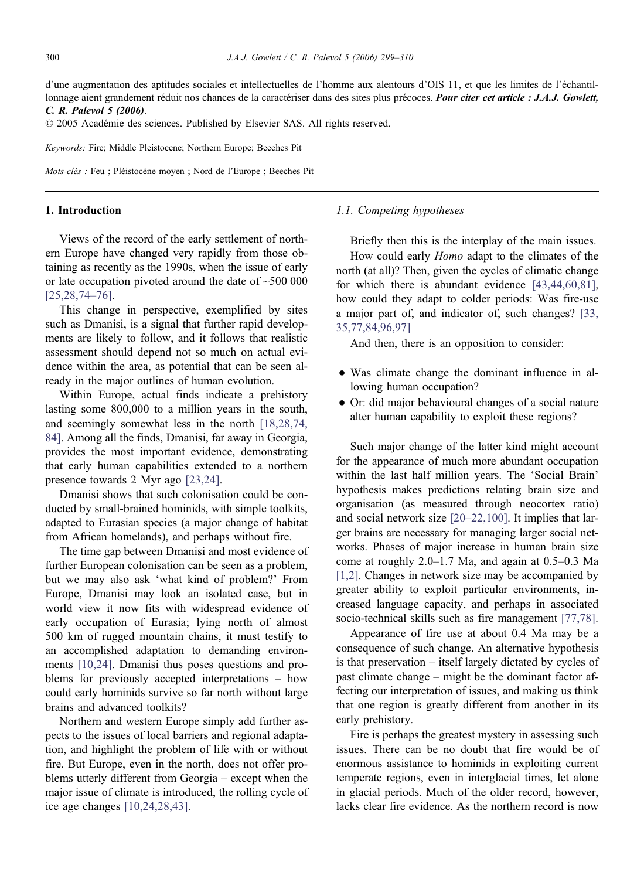d'une augmentation des aptitudes sociales et intellectuelles de l'homme aux alentours d'OIS 11, et que les limites de l'échantillonnage aient grandement réduit nos chances de la caractériser dans des sites plus précoces. ***Pour citer cet article : J.A.J. Gowlett, C. R. Palevol 5 (2006)***.

© 2005 Académie des sciences. Published by Elsevier SAS. All rights reserved.

*Keywords:* Fire; Middle Pleistocene; Northern Europe; Beeches Pit

*Mots-clés :* Feu ; Pléistocène moyen ; Nord de l'Europe ; Beeches Pit

## 1. Introduction

Views of the record of the early settlement of northern Europe have changed very rapidly from those obtaining as recently as the 1990s, when the issue of early or late occupation pivoted around the date of ~500 000 [25,28,74–76].

This change in perspective, exemplified by sites such as Dmanisi, is a signal that further rapid developments are likely to follow, and it follows that realistic assessment should depend not so much on actual evidence within the area, as potential that can be seen already in the major outlines of human evolution.

Within Europe, actual finds indicate a prehistory lasting some 800,000 to a million years in the south, and seemingly somewhat less in the north [18,28,74, 84]. Among all the finds, Dmanisi, far away in Georgia, provides the most important evidence, demonstrating that early human capabilities extended to a northern presence towards 2 Myr ago [23,24].

Dmanisi shows that such colonisation could be conducted by small-brained hominids, with simple toolkits, adapted to Eurasian species (a major change of habitat from African homelands), and perhaps without fire.

The time gap between Dmanisi and most evidence of further European colonisation can be seen as a problem, but we may also ask 'what kind of problem?' From Europe, Dmanisi may look an isolated case, but in world view it now fits with widespread evidence of early occupation of Eurasia; lying north of almost 500 km of rugged mountain chains, it must testify to an accomplished adaptation to demanding environments [10,24]. Dmanisi thus poses questions and problems for previously accepted interpretations – how could early hominids survive so far north without large brains and advanced toolkits?

Northern and western Europe simply add further aspects to the issues of local barriers and regional adaptation, and highlight the problem of life with or without fire. But Europe, even in the north, does not offer problems utterly different from Georgia – except when the major issue of climate is introduced, the rolling cycle of ice age changes [10,24,28,43].

### 1.1. Competing hypotheses

Briefly then this is the interplay of the main issues.

How could early *Homo* adapt to the climates of the north (at all)? Then, given the cycles of climatic change for which there is abundant evidence [43,44,60,81], how could they adapt to colder periods: Was fire-use a major part of, and indicator of, such changes? [33, 35,77,84,96,97]

And then, there is an opposition to consider:

- Was climate change the dominant influence in allowing human occupation?
- Or: did major behavioural changes of a social nature alter human capability to exploit these regions?

Such major change of the latter kind might account for the appearance of much more abundant occupation within the last half million years. The 'Social Brain' hypothesis makes predictions relating brain size and organisation (as measured through neocortex ratio) and social network size [20–22,100]. It implies that larger brains are necessary for managing larger social networks. Phases of major increase in human brain size come at roughly 2.0–1.7 Ma, and again at 0.5–0.3 Ma [1,2]. Changes in network size may be accompanied by greater ability to exploit particular environments, increased language capacity, and perhaps in associated socio-technical skills such as fire management [77,78].

Appearance of fire use at about 0.4 Ma may be a consequence of such change. An alternative hypothesis is that preservation – itself largely dictated by cycles of past climate change – might be the dominant factor affecting our interpretation of issues, and making us think that one region is greatly different from another in its early prehistory.

Fire is perhaps the greatest mystery in assessing such issues. There can be no doubt that fire would be of enormous assistance to hominids in exploiting current temperate regions, even in interglacial times, let alone in glacial periods. Much of the older record, however, lacks clear fire evidence. As the northern record is now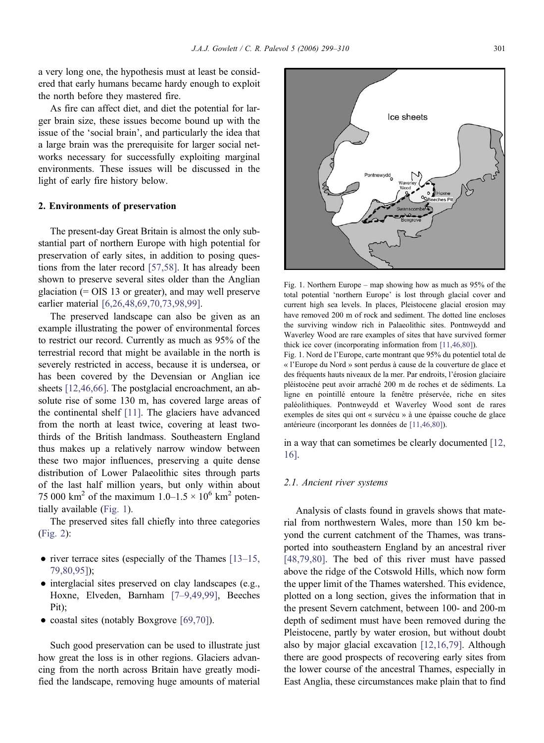a very long one, the hypothesis must at least be considered that early humans became hardy enough to exploit the north before they mastered fire.

As fire can affect diet, and diet the potential for larger brain size, these issues become bound up with the issue of the 'social brain', and particularly the idea that a large brain was the prerequisite for larger social networks necessary for successfully exploiting marginal environments. These issues will be discussed in the light of early fire history below.

## 2. Environments of preservation

The present-day Great Britain is almost the only substantial part of northern Europe with high potential for preservation of early sites, in addition to posing questions from the later record [57,58]. It has already been shown to preserve several sites older than the Anglian glaciation (= OIS 13 or greater), and may well preserve earlier material [6,26,48,69,70,73,98,99].

The preserved landscape can also be given as an example illustrating the power of environmental forces to restrict our record. Currently as much as 95% of the terrestrial record that might be available in the north is severely restricted in access, because it is undersea, or has been covered by the Devensian or Anglian ice sheets [12,46,66]. The postglacial encroachment, an absolute rise of some 130 m, has covered large areas of the continental shelf [11]. The glaciers have advanced from the north at least twice, covering at least two-thirds of the British landmass. Southeastern England thus makes up a relatively narrow window between these two major influences, preserving a quite dense distribution of Lower Palaeolithic sites through parts of the last half million years, but only within about 75 000 km$^2$ of the maximum $1.0–1.5 \times 10^6$ km$^2$ potentially available (Fig. 1).

The preserved sites fall chiefly into three categories (Fig. 2):

- river terrace sites (especially of the Thames [13–15, 79,80,95]);
- interglacial sites preserved on clay landscapes (e.g., Hoxne, Elveden, Barnham [7–9,49,99], Beeches Pit);
- coastal sites (notably Boxgrove [69,70]).

Such good preservation can be used to illustrate just how great the loss is in other regions. Glaciers advancing from the north across Britain have greatly modified the landscape, removing huge amounts of material in a way that can sometimes be clearly documented [12, 16].

Fig. 1. Northern Europe – map showing how as much as 95% of the total potential 'northern Europe' is lost through glacial cover and current high sea levels. In places, Pleistocene glacial erosion may have removed 200 m of rock and sediment. The dotted line encloses the surviving window rich in Palaeolithic sites. Pontnweydd and Waverley Wood are rare examples of sites that have survived former thick ice cover (incorporating information from [11,46,80]).

Fig. 1. Nord de l'Europe, carte montrant que 95% du potentiel total de « l'Europe du Nord » sont perdus à cause de la couverture de glace et des fréquents hauts niveaux de la mer. Par endroits, l'érosion glaciaire pléistocène peut avoir arraché 200 m de roches et de sédiments. La ligne en pointillé entoure la fenêtre préservée, riche en sites paléolithiques. Pontnweydd et Waverley Wood sont de rares exemples de sites qui ont « survécu » à une épaisse couche de glace antérieure (incorporant les données de [11,46,80]).

### 2.1. Ancient river systems

Analysis of clasts found in gravels shows that material from northwestern Wales, more than 150 km beyond the current catchment of the Thames, was transported into southeastern England by an ancestral river [48,79,80]. The bed of this river must have passed above the ridge of the Cotswold Hills, which now form the upper limit of the Thames watershed. This evidence, plotted on a long section, gives the information that in the present Severn catchment, between 100- and 200-m depth of sediment must have been removed during the Pleistocene, partly by water erosion, but without doubt also by major glacial excavation [12,16,79]. Although there are good prospects of recovering early sites from the lower course of the ancestral Thames, especially in East Anglia, these circumstances make plain that to find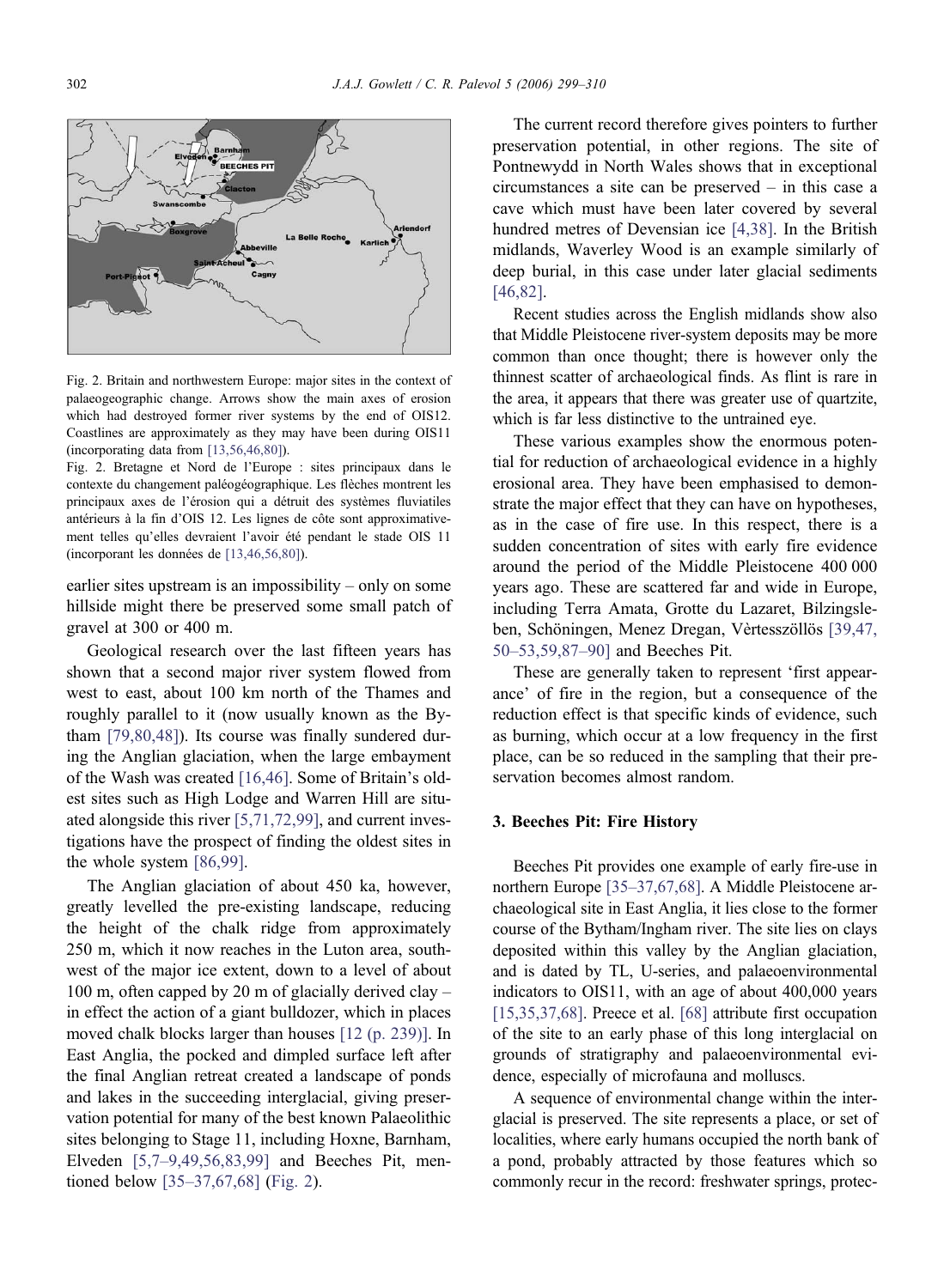Fig. 2. Britain and northwestern Europe: major sites in the context of palaeogeographic change. Arrows show the main axes of erosion which had destroyed former river systems by the end of OIS12. Coastlines are approximately as they may have been during OIS11 (incorporating data from [13,56,46,80]).

Fig. 2. Bretagne et Nord de l'Europe : sites principaux dans le contexte du changement paléogéographique. Les flèches montrent les principaux axes de l'érosion qui a détruit des systèmes fluviatiles antérieurs à la fin d'OIS 12. Les lignes de côte sont approximativement telles qu'elles devraient l'avoir été pendant le stade OIS 11 (incorporant les données de [13,46,56,80]).

earlier sites upstream is an impossibility – only on some hillside might there be preserved some small patch of gravel at 300 or 400 m.

Geological research over the last fifteen years has shown that a second major river system flowed from west to east, about 100 km north of the Thames and roughly parallel to it (now usually known as the Bytham [79,80,48]). Its course was finally sundered during the Anglian glaciation, when the large embayment of the Wash was created [16,46]. Some of Britain's oldest sites such as High Lodge and Warren Hill are situated alongside this river [5,71,72,99], and current investigations have the prospect of finding the oldest sites in the whole system [86,99].

The Anglian glaciation of about 450 ka, however, greatly levelled the pre-existing landscape, reducing the height of the chalk ridge from approximately 250 m, which it now reaches in the Luton area, southwest of the major ice extent, down to a level of about 100 m, often capped by 20 m of glacially derived clay – in effect the action of a giant bulldozer, which in places moved chalk blocks larger than houses [12 (p. 239)]. In East Anglia, the pocked and dimpled surface left after the final Anglian retreat created a landscape of ponds and lakes in the succeeding interglacial, giving preservation potential for many of the best known Palaeolithic sites belonging to Stage 11, including Hoxne, Barnham, Elveden [5,7–9,49,56,83,99] and Beeches Pit, mentioned below [35–37,67,68] (Fig. 2).

The current record therefore gives pointers to further preservation potential, in other regions. The site of Pontnewydd in North Wales shows that in exceptional circumstances a site can be preserved – in this case a cave which must have been later covered by several hundred metres of Devensian ice [4,38]. In the British midlands, Waverley Wood is an example similarly of deep burial, in this case under later glacial sediments [46,82].

Recent studies across the English midlands show also that Middle Pleistocene river-system deposits may be more common than once thought; there is however only the thinnest scatter of archaeological finds. As flint is rare in the area, it appears that there was greater use of quartzite, which is far less distinctive to the untrained eye.

These various examples show the enormous potential for reduction of archaeological evidence in a highly erosional area. They have been emphasised to demonstrate the major effect that they can have on hypotheses, as in the case of fire use. In this respect, there is a sudden concentration of sites with early fire evidence around the period of the Middle Pleistocene 400 000 years ago. These are scattered far and wide in Europe, including Terra Amata, Grotte du Lazaret, Bilzingsleben, Schöningen, Menez Dregan, Vèrtesszöllös [39,47, 50–53,59,87–90] and Beeches Pit.

These are generally taken to represent 'first appearance' of fire in the region, but a consequence of the reduction effect is that specific kinds of evidence, such as burning, which occur at a low frequency in the first place, can be so reduced in the sampling that their preservation becomes almost random.

## 3. Beeches Pit: Fire History

Beeches Pit provides one example of early fire-use in northern Europe [35–37,67,68]. A Middle Pleistocene archaeological site in East Anglia, it lies close to the former course of the Bytham/Ingham river. The site lies on clays deposited within this valley by the Anglian glaciation, and is dated by TL, U-series, and palaeoenvironmental indicators to OIS11, with an age of about 400,000 years [15,35,37,68]. Preece et al. [68] attribute first occupation of the site to an early phase of this long interglacial on grounds of stratigraphy and palaeoenvironmental evidence, especially of microfauna and molluscs.

A sequence of environmental change within the interglacial is preserved. The site represents a place, or set of localities, where early humans occupied the north bank of a pond, probably attracted by those features which so commonly recur in the record: freshwater springs, protec-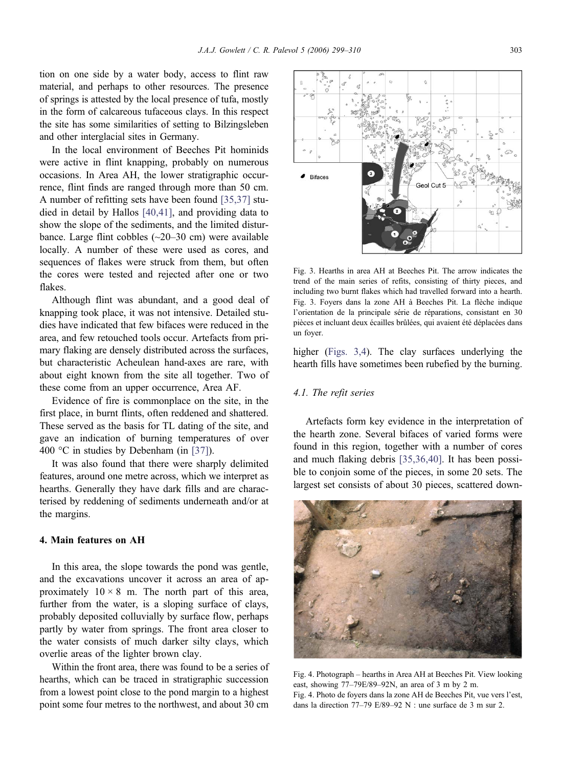tion on one side by a water body, access to flint raw material, and perhaps to other resources. The presence of springs is attested by the local presence of tufa, mostly in the form of calcareous tufaceous clays. In this respect the site has some similarities of setting to Bilzingsleben and other interglacial sites in Germany.

In the local environment of Beeches Pit hominids were active in flint knapping, probably on numerous occasions. In Area AH, the lower stratigraphic occurrence, flint finds are ranged through more than 50 cm. A number of refitting sets have been found [35,37] studied in detail by Hallos [40,41], and providing data to show the slope of the sediments, and the limited disturbance. Large flint cobbles (~20–30 cm) were available locally. A number of these were used as cores, and sequences of flakes were struck from them, but often the cores were tested and rejected after one or two flakes.

Although flint was abundant, and a good deal of knapping took place, it was not intensive. Detailed studies have indicated that few bifaces were reduced in the area, and few retouched tools occur. Artefacts from primary flaking are densely distributed across the surfaces, but characteristic Acheulean hand-axes are rare, with about eight known from the site all together. Two of these come from an upper occurrence, Area AF.

Evidence of fire is commonplace on the site, in the first place, in burnt flints, often reddened and shattered. These served as the basis for TL dating of the site, and gave an indication of burning temperatures of over 400 °C in studies by Debenham (in [37]).

It was also found that there were sharply delimited features, around one metre across, which we interpret as hearths. Generally they have dark fills and are characterised by reddening of sediments underneath and/or at the margins.

## 4. Main features on AH

In this area, the slope towards the pond was gentle, and the excavations uncover it across an area of approximately 10 × 8 m. The north part of this area, further from the water, is a sloping surface of clays, probably deposited colluvially by surface flow, perhaps partly by water from springs. The front area closer to the water consists of much darker silty clays, which overlie areas of the lighter brown clay.

Within the front area, there was found to be a series of hearths, which can be traced in stratigraphic succession from a lowest point close to the pond margin to a highest point some four metres to the northwest, and about 30 cm higher (Figs. 3,4). The clay surfaces underlying the hearth fills have sometimes been rubefied by the burning.

Fig. 3. Hearths in area AH at Beeches Pit. The arrow indicates the trend of the main series of refits, consisting of thirty pieces, and including two burnt flakes which had travelled forward into a hearth.
Fig. 3. Foyers dans la zone AH à Beeches Pit. La flèche indique l'orientation de la principale série de réparations, consistant en 30 pièces et incluant deux écailles brûlées, qui avaient été déplacées dans un foyer.

### 4.1. The refit series

Artefacts form key evidence in the interpretation of the hearth zone. Several bifaces of varied forms were found in this region, together with a number of cores and much flaking debris [35,36,40]. It has been possible to conjoin some of the pieces, in some 20 sets. The largest set consists of about 30 pieces, scattered down-

Fig. 4. Photograph – hearths in Area AH at Beeches Pit. View looking east, showing 77–79E/89–92N, an area of 3 m by 2 m.
Fig. 4. Photo de foyers dans la zone AH de Beeches Pit, vue vers l'est, dans la direction 77–79 E/89–92 N : une surface de 3 m sur 2.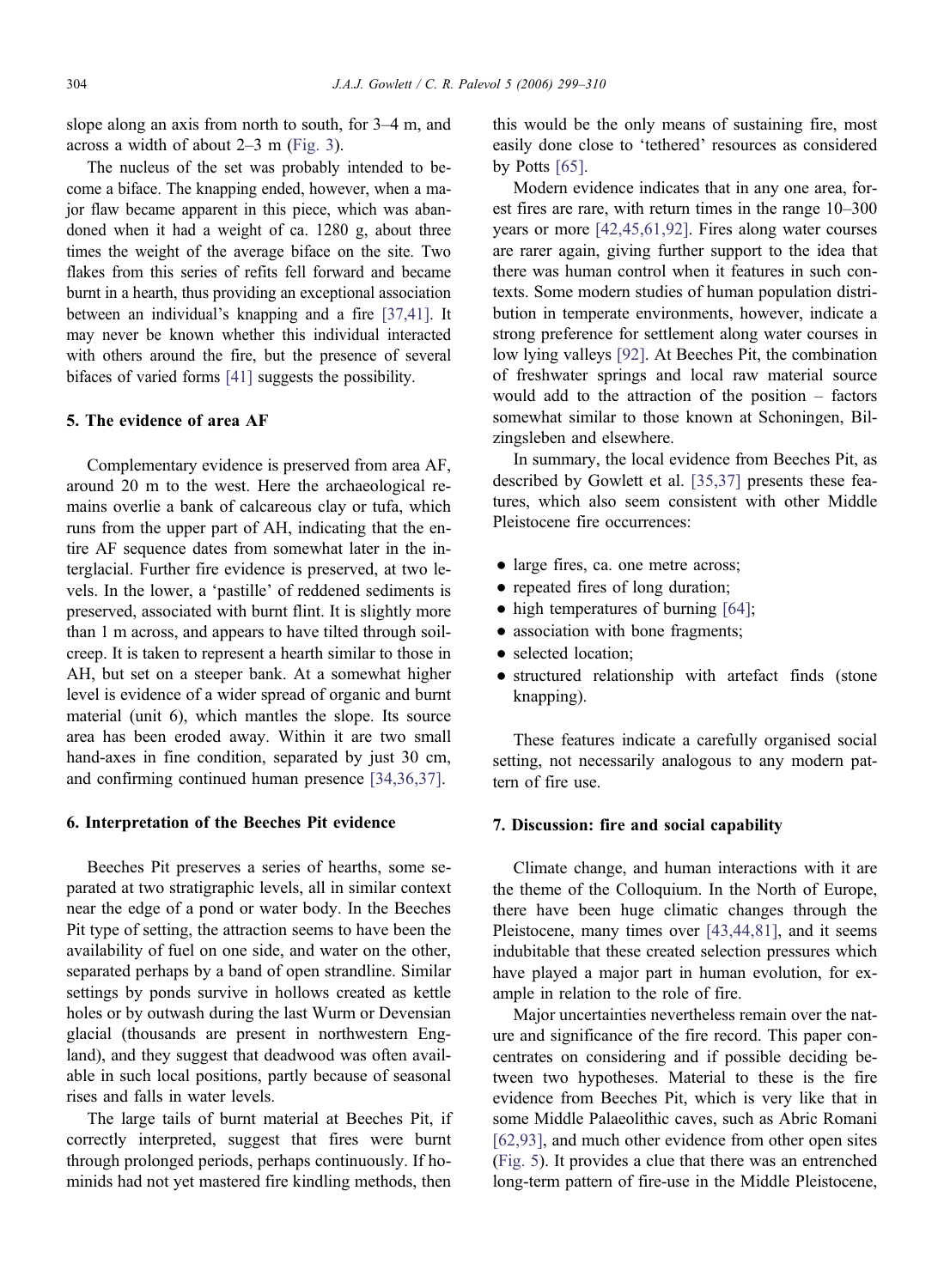slope along an axis from north to south, for 3–4 m, and across a width of about 2–3 m (Fig. 3).

The nucleus of the set was probably intended to become a biface. The knapping ended, however, when a major flaw became apparent in this piece, which was abandoned when it had a weight of ca. 1280 g, about three times the weight of the average biface on the site. Two flakes from this series of refits fell forward and became burnt in a hearth, thus providing an exceptional association between an individual's knapping and a fire [37,41]. It may never be known whether this individual interacted with others around the fire, but the presence of several bifaces of varied forms [41] suggests the possibility.

## 5. The evidence of area AF

Complementary evidence is preserved from area AF, around 20 m to the west. Here the archaeological remains overlie a bank of calcareous clay or tufa, which runs from the upper part of AH, indicating that the entire AF sequence dates from somewhat later in the interglacial. Further fire evidence is preserved, at two levels. In the lower, a 'pastille' of reddened sediments is preserved, associated with burnt flint. It is slightly more than 1 m across, and appears to have tilted through soil-creep. It is taken to represent a hearth similar to those in AH, but set on a steeper bank. At a somewhat higher level is evidence of a wider spread of organic and burnt material (unit 6), which mantles the slope. Its source area has been eroded away. Within it are two small hand-axes in fine condition, separated by just 30 cm, and confirming continued human presence [34,36,37].

## 6. Interpretation of the Beeches Pit evidence

Beeches Pit preserves a series of hearths, some separated at two stratigraphic levels, all in similar context near the edge of a pond or water body. In the Beeches Pit type of setting, the attraction seems to have been the availability of fuel on one side, and water on the other, separated perhaps by a band of open strandline. Similar settings by ponds survive in hollows created as kettle holes or by outwash during the last Wurm or Devensian glacial (thousands are present in northwestern England), and they suggest that deadwood was often available in such local positions, partly because of seasonal rises and falls in water levels.

The large tails of burnt material at Beeches Pit, if correctly interpreted, suggest that fires were burnt through prolonged periods, perhaps continuously. If hominids had not yet mastered fire kindling methods, then this would be the only means of sustaining fire, most easily done close to 'tethered' resources as considered by Potts [65].

Modern evidence indicates that in any one area, forest fires are rare, with return times in the range 10–300 years or more [42,45,61,92]. Fires along water courses are rarer again, giving further support to the idea that there was human control when it features in such contexts. Some modern studies of human population distribution in temperate environments, however, indicate a strong preference for settlement along water courses in low lying valleys [92]. At Beeches Pit, the combination of freshwater springs and local raw material source would add to the attraction of the position – factors somewhat similar to those known at Schoningen, Bilzingsleben and elsewhere.

In summary, the local evidence from Beeches Pit, as described by Gowlett et al. [35,37] presents these features, which also seem consistent with other Middle Pleistocene fire occurrences:

- large fires, ca. one metre across;
- repeated fires of long duration;
- high temperatures of burning [64];
- association with bone fragments;
- selected location;
- structured relationship with artefact finds (stone knapping).

These features indicate a carefully organised social setting, not necessarily analogous to any modern pattern of fire use.

## 7. Discussion: fire and social capability

Climate change, and human interactions with it are the theme of the Colloquium. In the North of Europe, there have been huge climatic changes through the Pleistocene, many times over [43,44,81], and it seems indubitable that these created selection pressures which have played a major part in human evolution, for example in relation to the role of fire.

Major uncertainties nevertheless remain over the nature and significance of the fire record. This paper concentrates on considering and if possible deciding between two hypotheses. Material to these is the fire evidence from Beeches Pit, which is very like that in some Middle Palaeolithic caves, such as Abric Romani [62,93], and much other evidence from other open sites (Fig. 5). It provides a clue that there was an entrenched long-term pattern of fire-use in the Middle Pleistocene,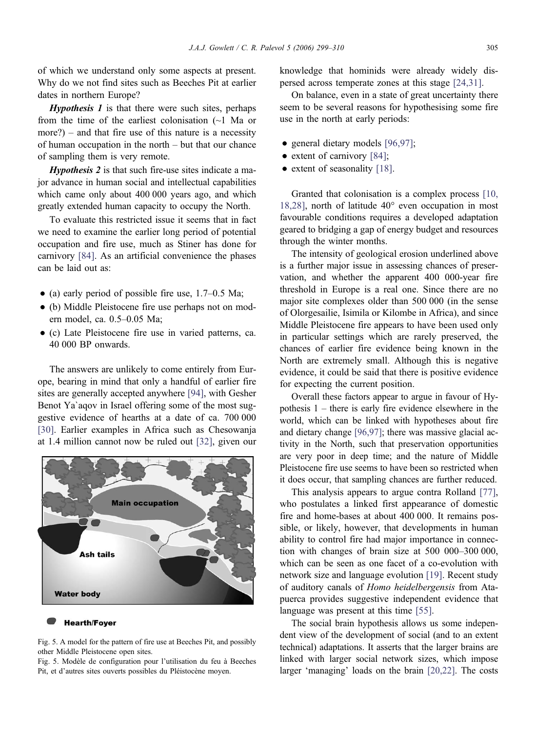of which we understand only some aspects at present. Why do we not find sites such as Beeches Pit at earlier dates in northern Europe?

***Hypothesis 1*** is that there were such sites, perhaps from the time of the earliest colonisation (~1 Ma or more?) – and that fire use of this nature is a necessity of human occupation in the north – but that our chance of sampling them is very remote.

***Hypothesis 2*** is that such fire-use sites indicate a major advance in human social and intellectual capabilities which came only about 400 000 years ago, and which greatly extended human capacity to occupy the North.

To evaluate this restricted issue it seems that in fact we need to examine the earlier long period of potential occupation and fire use, much as Stiner has done for carnivory [84]. As an artificial convenience the phases can be laid out as:

- (a) early period of possible fire use, 1.7–0.5 Ma;
- (b) Middle Pleistocene fire use perhaps not on modern model, ca. 0.5–0.05 Ma;
- (c) Late Pleistocene fire use in varied patterns, ca. 40 000 BP onwards.

The answers are unlikely to come entirely from Europe, bearing in mind that only a handful of earlier fire sites are generally accepted anywhere [94], with Gesher Benot Ya`aqov in Israel offering some of the most suggestive evidence of hearths at a date of ca. 700 000 [30]. Earlier examples in Africa such as Chesowanja at 1.4 million cannot now be ruled out [32], given our knowledge that hominids were already widely dispersed across temperate zones at this stage [24,31].

Main occupation

Ash tails

Water body

Hearth/Foyer

Fig. 5. A model for the pattern of fire use at Beeches Pit, and possibly other Middle Pleistocene open sites.

Fig. 5. Modèle de configuration pour l'utilisation du feu à Beeches Pit, et d'autres sites ouverts possibles du Pléistocène moyen.

On balance, even in a state of great uncertainty there seem to be several reasons for hypothesising some fire use in the north at early periods:

- general dietary models [96,97];
- extent of carnivory [84];
- extent of seasonality [18].

Granted that colonisation is a complex process [10, 18,28], north of latitude 40° even occupation in most favourable conditions requires a developed adaptation geared to bridging a gap of energy budget and resources through the winter months.

The intensity of geological erosion underlined above is a further major issue in assessing chances of preservation, and whether the apparent 400 000-year fire threshold in Europe is a real one. Since there are no major site complexes older than 500 000 (in the sense of Olorgesailie, Isimila or Kilombe in Africa), and since Middle Pleistocene fire appears to have been used only in particular settings which are rarely preserved, the chances of earlier fire evidence being known in the North are extremely small. Although this is negative evidence, it could be said that there is positive evidence for expecting the current position.

Overall these factors appear to argue in favour of Hypothesis 1 – there is early fire evidence elsewhere in the world, which can be linked with hypotheses about fire and dietary change [96,97]; there was massive glacial activity in the North, such that preservation opportunities are very poor in deep time; and the nature of Middle Pleistocene fire use seems to have been so restricted when it does occur, that sampling chances are further reduced.

This analysis appears to argue contra Rolland [77], who postulates a linked first appearance of domestic fire and home-bases at about 400 000. It remains possible, or likely, however, that developments in human ability to control fire had major importance in connection with changes of brain size at 500 000–300 000, which can be seen as one facet of a co-evolution with network size and language evolution [19]. Recent study of auditory canals of *Homo heidelbergensis* from Atapuerca provides suggestive independent evidence that language was present at this time [55].

The social brain hypothesis allows us some independent view of the development of social (and to an extent technical) adaptations. It asserts that the larger brains are linked with larger social network sizes, which impose larger 'managing' loads on the brain [20,22]. The costs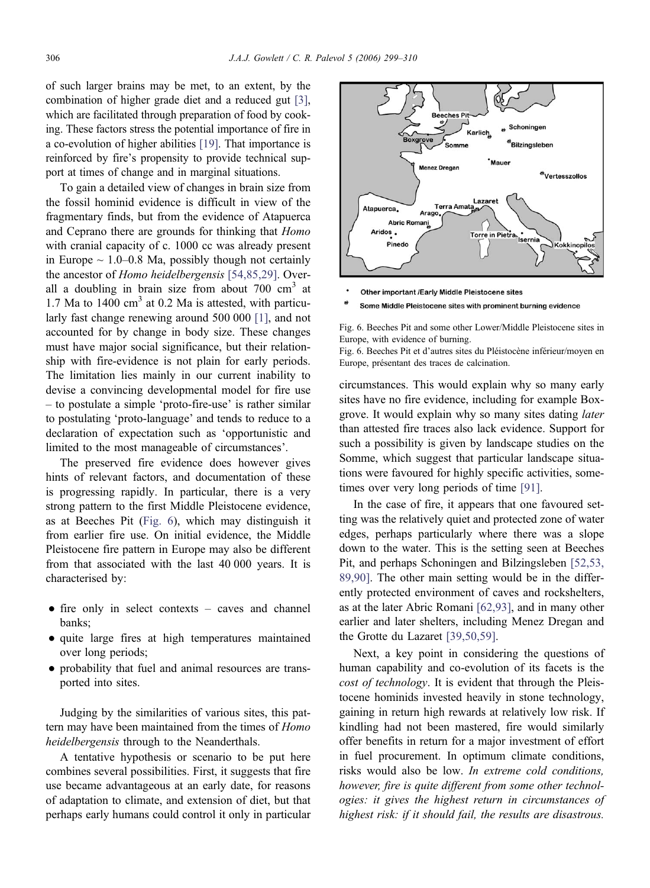of such larger brains may be met, to an extent, by the combination of higher grade diet and a reduced gut [3], which are facilitated through preparation of food by cooking. These factors stress the potential importance of fire in a co-evolution of higher abilities [19]. That importance is reinforced by fire's propensity to provide technical support at times of change and in marginal situations.

To gain a detailed view of changes in brain size from the fossil hominid evidence is difficult in view of the fragmentary finds, but from the evidence of Atapuerca and Ceprano there are grounds for thinking that *Homo* with cranial capacity of c. 1000 cc was already present in Europe ~ 1.0–0.8 Ma, possibly though not certainly the ancestor of *Homo heidelbergensis* [54,85,29]. Overall a doubling in brain size from about 700 $cm^3$ at 1.7 Ma to 1400 $cm^3$ at 0.2 Ma is attested, with particularly fast change renewing around 500 000 [1], and not accounted for by change in body size. These changes must have major social significance, but their relationship with fire-evidence is not plain for early periods. The limitation lies mainly in our current inability to devise a convincing developmental model for fire use – to postulate a simple 'proto-fire-use' is rather similar to postulating 'proto-language' and tends to reduce to a declaration of expectation such as 'opportunistic and limited to the most manageable of circumstances'.

The preserved fire evidence does however gives hints of relevant factors, and documentation of these is progressing rapidly. In particular, there is a very strong pattern to the first Middle Pleistocene evidence, as at Beeches Pit (Fig. 6), which may distinguish it from earlier fire use. On initial evidence, the Middle Pleistocene fire pattern in Europe may also be different from that associated with the last 40 000 years. It is characterised by:

- fire only in select contexts – caves and channel banks;
- quite large fires at high temperatures maintained over long periods;
- probability that fuel and animal resources are transported into sites.

Judging by the similarities of various sites, this pattern may have been maintained from the times of *Homo heidelbergensis* through to the Neanderthals.

A tentative hypothesis or scenario to be put here combines several possibilities. First, it suggests that fire use became advantageous at an early date, for reasons of adaptation to climate, and extension of diet, but that perhaps early humans could control it only in particular circumstances. This would explain why so many early sites have no fire evidence, including for example Boxgrove. It would explain why so many sites dating *later* than attested fire traces also lack evidence. Support for such a possibility is given by landscape studies on the Somme, which suggest that particular landscape situations were favoured for highly specific activities, sometimes over very long periods of time [91].

Beeches Pit
Schoningen
Karlich
Boxgrove
Somme
Bilzingsleben
Mauer
Menez Dregan
Vertesszollos
Lazaret
Terra Amata
Atapuerca
Arago
Abric Romani
Aridos
Torre in Pietra
Isernia
Pinedo
Kokkinopilos

\* Other important /Early Middle Pleistocene sites
\* Some Middle Pleistocene sites with prominent burning evidence

Fig. 6. Beeches Pit and some other Lower/Middle Pleistocene sites in Europe, with evidence of burning.
Fig. 6. Beeches Pit et d'autres sites du Pléistocène inférieur/moyen en Europe, présentant des traces de calcination.

In the case of fire, it appears that one favoured setting was the relatively quiet and protected zone of water edges, perhaps particularly where there was a slope down to the water. This is the setting seen at Beeches Pit, and perhaps Schoningen and Bilzingsleben [52,53, 89,90]. The other main setting would be in the differently protected environment of caves and rockshelters, as at the later Abric Romani [62,93], and in many other earlier and later shelters, including Menez Dregan and the Grotte du Lazaret [39,50,59].

Next, a key point in considering the questions of human capability and co-evolution of its facets is the *cost of technology*. It is evident that through the Pleistocene hominids invested heavily in stone technology, gaining in return high rewards at relatively low risk. If kindling had not been mastered, fire would similarly offer benefits in return for a major investment of effort in fuel procurement. In optimum climate conditions, risks would also be low. *In extreme cold conditions, however, fire is quite different from some other technologies: it gives the highest return in circumstances of highest risk: if it should fail, the results are disastrous.*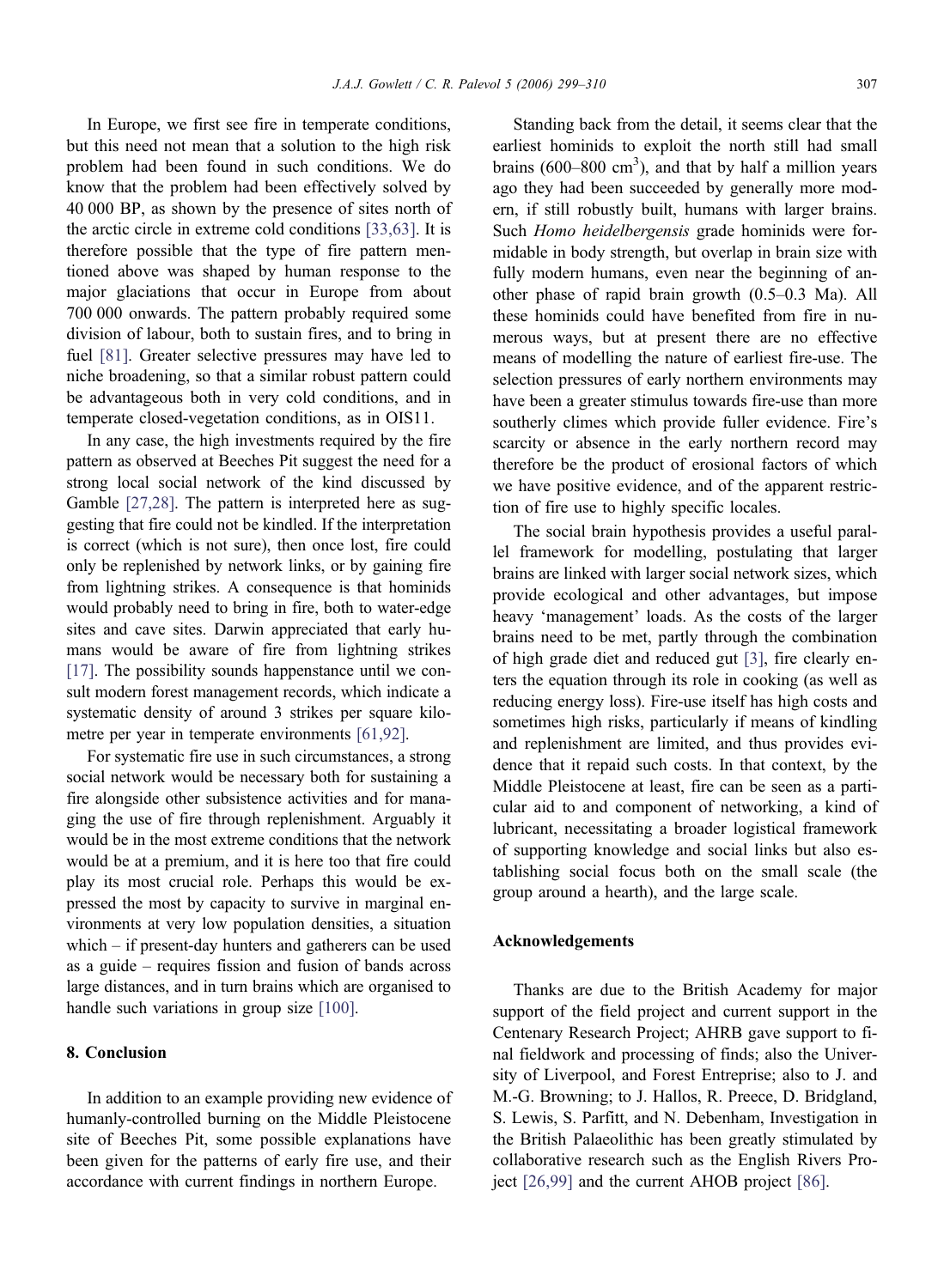In Europe, we first see fire in temperate conditions, but this need not mean that a solution to the high risk problem had been found in such conditions. We do know that the problem had been effectively solved by 40 000 BP, as shown by the presence of sites north of the arctic circle in extreme cold conditions [33,63]. It is therefore possible that the type of fire pattern mentioned above was shaped by human response to the major glaciations that occur in Europe from about 700 000 onwards. The pattern probably required some division of labour, both to sustain fires, and to bring in fuel [81]. Greater selective pressures may have led to niche broadening, so that a similar robust pattern could be advantageous both in very cold conditions, and in temperate closed-vegetation conditions, as in OIS11.

In any case, the high investments required by the fire pattern as observed at Beeches Pit suggest the need for a strong local social network of the kind discussed by Gamble [27,28]. The pattern is interpreted here as suggesting that fire could not be kindled. If the interpretation is correct (which is not sure), then once lost, fire could only be replenished by network links, or by gaining fire from lightning strikes. A consequence is that hominids would probably need to bring in fire, both to water-edge sites and cave sites. Darwin appreciated that early humans would be aware of fire from lightning strikes [17]. The possibility sounds happenstance until we consult modern forest management records, which indicate a systematic density of around 3 strikes per square kilometre per year in temperate environments [61,92].

For systematic fire use in such circumstances, a strong social network would be necessary both for sustaining a fire alongside other subsistence activities and for managing the use of fire through replenishment. Arguably it would be in the most extreme conditions that the network would be at a premium, and it is here too that fire could play its most crucial role. Perhaps this would be expressed the most by capacity to survive in marginal environments at very low population densities, a situation which – if present-day hunters and gatherers can be used as a guide – requires fission and fusion of bands across large distances, and in turn brains which are organised to handle such variations in group size [100].

## 8. Conclusion

In addition to an example providing new evidence of humanly-controlled burning on the Middle Pleistocene site of Beeches Pit, some possible explanations have been given for the patterns of early fire use, and their accordance with current findings in northern Europe.

Standing back from the detail, it seems clear that the earliest hominids to exploit the north still had small brains (600–800 $cm^3$), and that by half a million years ago they had been succeeded by generally more modern, if still robustly built, humans with larger brains. Such *Homo heidelbergensis* grade hominids were formidable in body strength, but overlap in brain size with fully modern humans, even near the beginning of another phase of rapid brain growth (0.5–0.3 Ma). All these hominids could have benefited from fire in numerous ways, but at present there are no effective means of modelling the nature of earliest fire-use. The selection pressures of early northern environments may have been a greater stimulus towards fire-use than more southerly climes which provide fuller evidence. Fire's scarcity or absence in the early northern record may therefore be the product of erosional factors of which we have positive evidence, and of the apparent restriction of fire use to highly specific locales.

The social brain hypothesis provides a useful parallel framework for modelling, postulating that larger brains are linked with larger social network sizes, which provide ecological and other advantages, but impose heavy 'management' loads. As the costs of the larger brains need to be met, partly through the combination of high grade diet and reduced gut [3], fire clearly enters the equation through its role in cooking (as well as reducing energy loss). Fire-use itself has high costs and sometimes high risks, particularly if means of kindling and replenishment are limited, and thus provides evidence that it repaid such costs. In that context, by the Middle Pleistocene at least, fire can be seen as a particular aid to and component of networking, a kind of lubricant, necessitating a broader logistical framework of supporting knowledge and social links but also establishing social focus both on the small scale (the group around a hearth), and the large scale.

## Acknowledgements

Thanks are due to the British Academy for major support of the field project and current support in the Centenary Research Project; AHRB gave support to final fieldwork and processing of finds; also the University of Liverpool, and Forest Entreprise; also to J. and M.-G. Browning; to J. Hallos, R. Preece, D. Bridgland, S. Lewis, S. Parfitt, and N. Debenham, Investigation in the British Palaeolithic has been greatly stimulated by collaborative research such as the English Rivers Project [26,99] and the current AHOB project [86].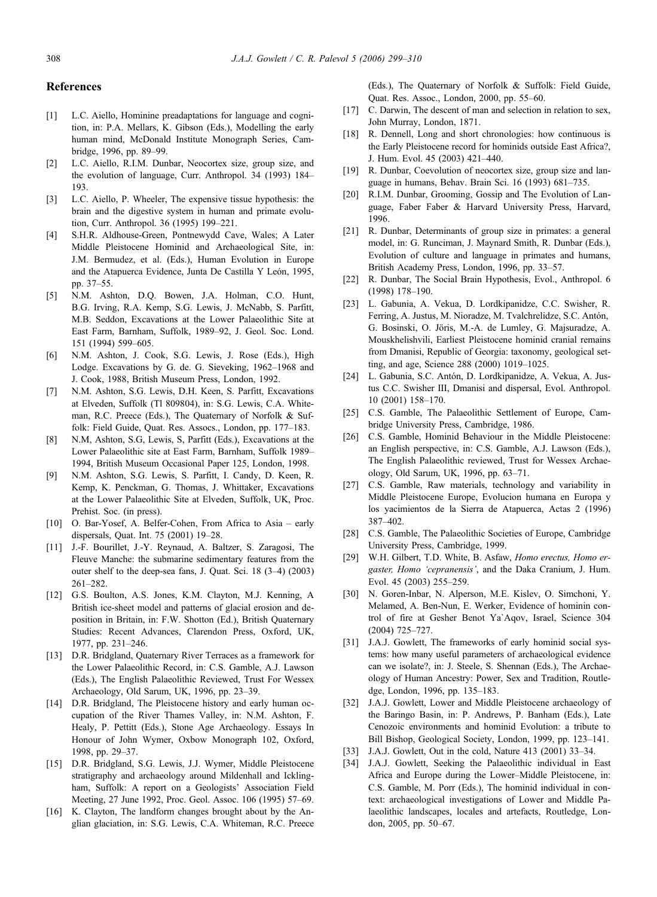## References

[1] L.C. Aiello, Hominine preadaptations for language and cognition, in: P.A. Mellars, K. Gibson (Eds.), Modelling the early human mind, McDonald Institute Monograph Series, Cambridge, 1996, pp. 89–99.

[2] L.C. Aiello, R.I.M. Dunbar, Neocortex size, group size, and the evolution of language, Curr. Anthropol. 34 (1993) 184–193.

[3] L.C. Aiello, P. Wheeler, The expensive tissue hypothesis: the brain and the digestive system in human and primate evolution, Curr. Anthropol. 36 (1995) 199–221.

[4] S.H.R. Aldhouse-Green, Pontnewydd Cave, Wales; A Later Middle Pleistocene Hominid and Archaeological Site, in: J.M. Bermudez, et al. (Eds.), Human Evolution in Europe and the Atapuerca Evidence, Junta De Castilla Y León, 1995, pp. 37–55.

[5] N.M. Ashton, D.Q. Bowen, J.A. Holman, C.O. Hunt, B.G. Irving, R.A. Kemp, S.G. Lewis, J. McNabb, S. Parfitt, M.B. Seddon, Excavations at the Lower Palaeolithic Site at East Farm, Barnham, Suffolk, 1989–92, J. Geol. Soc. Lond. 151 (1994) 599–605.

[6] N.M. Ashton, J. Cook, S.G. Lewis, J. Rose (Eds.), High Lodge. Excavations by G. de. G. Sieveking, 1962–1968 and J. Cook, 1988, British Museum Press, London, 1992.

[7] N.M. Ashton, S.G. Lewis, D.H. Keen, S. Parfitt, Excavations at Elveden, Suffolk (Tl 809804), in: S.G. Lewis, C.A. Whiteman, R.C. Preece (Eds.), The Quaternary of Norfolk & Suffolk: Field Guide, Quat. Res. Assocs., London, pp. 177–183.

[8] N,M, Ashton, S,G, Lewis, S, Parfitt (Eds.), Excavations at the Lower Palaeolithic site at East Farm, Barnham, Suffolk 1989–1994, British Museum Occasional Paper 125, London, 1998.

[9] N.M. Ashton, S.G. Lewis, S. Parfitt, I. Candy, D. Keen, R. Kemp, K. Penckman, G. Thomas, J. Whittaker, Excavations at the Lower Palaeolithic Site at Elveden, Suffolk, UK, Proc. Prehist. Soc. (in press).

[10] O. Bar-Yosef, A. Belfer-Cohen, From Africa to Asia – early dispersals, Quat. Int. 75 (2001) 19–28.

[11] J.-F. Bourillet, J.-Y. Reynaud, A. Baltzer, S. Zaragosi, The Fleuve Manche: the submarine sedimentary features from the outer shelf to the deep-sea fans, J. Quat. Sci. 18 (3–4) (2003) 261–282.

[12] G.S. Boulton, A.S. Jones, K.M. Clayton, M.J. Kenning, A British ice-sheet model and patterns of glacial erosion and deposition in Britain, in: F.W. Shotton (Ed.), British Quaternary Studies: Recent Advances, Clarendon Press, Oxford, UK, 1977, pp. 231–246.

[13] D.R. Bridgland, Quaternary River Terraces as a framework for the Lower Palaeolithic Record, in: C.S. Gamble, A.J. Lawson (Eds.), The English Palaeolithic Reviewed, Trust For Wessex Archaeology, Old Sarum, UK, 1996, pp. 23–39.

[14] D.R. Bridgland, The Pleistocene history and early human occupation of the River Thames Valley, in: N.M. Ashton, F. Healy, P. Pettitt (Eds.), Stone Age Archaeology. Essays In Honour of John Wymer, Oxbow Monograph 102, Oxford, 1998, pp. 29–37.

[15] D.R. Bridgland, S.G. Lewis, J.J. Wymer, Middle Pleistocene stratigraphy and archaeology around Mildenhall and Icklingham, Suffolk: A report on a Geologists' Association Field Meeting, 27 June 1992, Proc. Geol. Assoc. 106 (1995) 57–69.

[16] K. Clayton, The landform changes brought about by the Anglian glaciation, in: S.G. Lewis, C.A. Whiteman, R.C. Preece (Eds.), The Quaternary of Norfolk & Suffolk: Field Guide, Quat. Res. Assoc., London, 2000, pp. 55–60.

[17] C. Darwin, The descent of man and selection in relation to sex, John Murray, London, 1871.

[18] R. Dennell, Long and short chronologies: how continuous is the Early Pleistocene record for hominids outside East Africa?, J. Hum. Evol. 45 (2003) 421–440.

[19] R. Dunbar, Coevolution of neocortex size, group size and language in humans, Behav. Brain Sci. 16 (1993) 681–735.

[20] R.I.M. Dunbar, Grooming, Gossip and The Evolution of Language, Faber Faber & Harvard University Press, Harvard, 1996.

[21] R. Dunbar, Determinants of group size in primates: a general model, in: G. Runciman, J. Maynard Smith, R. Dunbar (Eds.), Evolution of culture and language in primates and humans, British Academy Press, London, 1996, pp. 33–57.

[22] R. Dunbar, The Social Brain Hypothesis, Evol., Anthropol. 6 (1998) 178–190.

[23] L. Gabunia, A. Vekua, D. Lordkipanidze, C.C. Swisher, R. Ferring, A. Justus, M. Nioradze, M. Tvalchrelidze, S.C. Antón, G. Bosinski, O. Jöris, M.-A. de Lumley, G. Majsuradze, A. Mouskhelishvili, Earliest Pleistocene hominid cranial remains from Dmanisi, Republic of Georgia: taxonomy, geological setting, and age, Science 288 (2000) 1019–1025.

[24] L. Gabunia, S.C. Antón, D. Lordkipanidze, A. Vekua, A. Justus C.C. Swisher III, Dmanisi and dispersal, Evol. Anthropol. 10 (2001) 158–170.

[25] C.S. Gamble, The Palaeolithic Settlement of Europe, Cambridge University Press, Cambridge, 1986.

[26] C.S. Gamble, Hominid Behaviour in the Middle Pleistocene: an English perspective, in: C.S. Gamble, A.J. Lawson (Eds.), The English Palaeolithic reviewed, Trust for Wessex Archaeology, Old Sarum, UK, 1996, pp. 63–71.

[27] C.S. Gamble, Raw materials, technology and variability in Middle Pleistocene Europe, Evolucion humana en Europa y los yacimientos de la Sierra de Atapuerca, Actas 2 (1996) 387–402.

[28] C.S. Gamble, The Palaeolithic Societies of Europe, Cambridge University Press, Cambridge, 1999.

[29] W.H. Gilbert, T.D. White, B. Asfaw, *Homo erectus, Homo ergaster, Homo 'cepranensis'*, and the Daka Cranium, J. Hum. Evol. 45 (2003) 255–259.

[30] N. Goren-Inbar, N. Alperson, M.E. Kislev, O. Simchoni, Y. Melamed, A. Ben-Nun, E. Werker, Evidence of hominin control of fire at Gesher Benot Ya`Aqov, Israel, Science 304 (2004) 725–727.

[31] J.A.J. Gowlett, The frameworks of early hominid social systems: how many useful parameters of archaeological evidence can we isolate?, in: J. Steele, S. Shennan (Eds.), The Archaeology of Human Ancestry: Power, Sex and Tradition, Routledge, London, 1996, pp. 135–183.

[32] J.A.J. Gowlett, Lower and Middle Pleistocene archaeology of the Baringo Basin, in: P. Andrews, P. Banham (Eds.), Late Cenozoic environments and hominid Evolution: a tribute to Bill Bishop, Geological Society, London, 1999, pp. 123–141.

[33] J.A.J. Gowlett, Out in the cold, Nature 413 (2001) 33–34.

[34] J.A.J. Gowlett, Seeking the Palaeolithic individual in East Africa and Europe during the Lower–Middle Pleistocene, in: C.S. Gamble, M. Porr (Eds.), The hominid individual in context: archaeological investigations of Lower and Middle Palaeolithic landscapes, locales and artefacts, Routledge, London, 2005, pp. 50–67.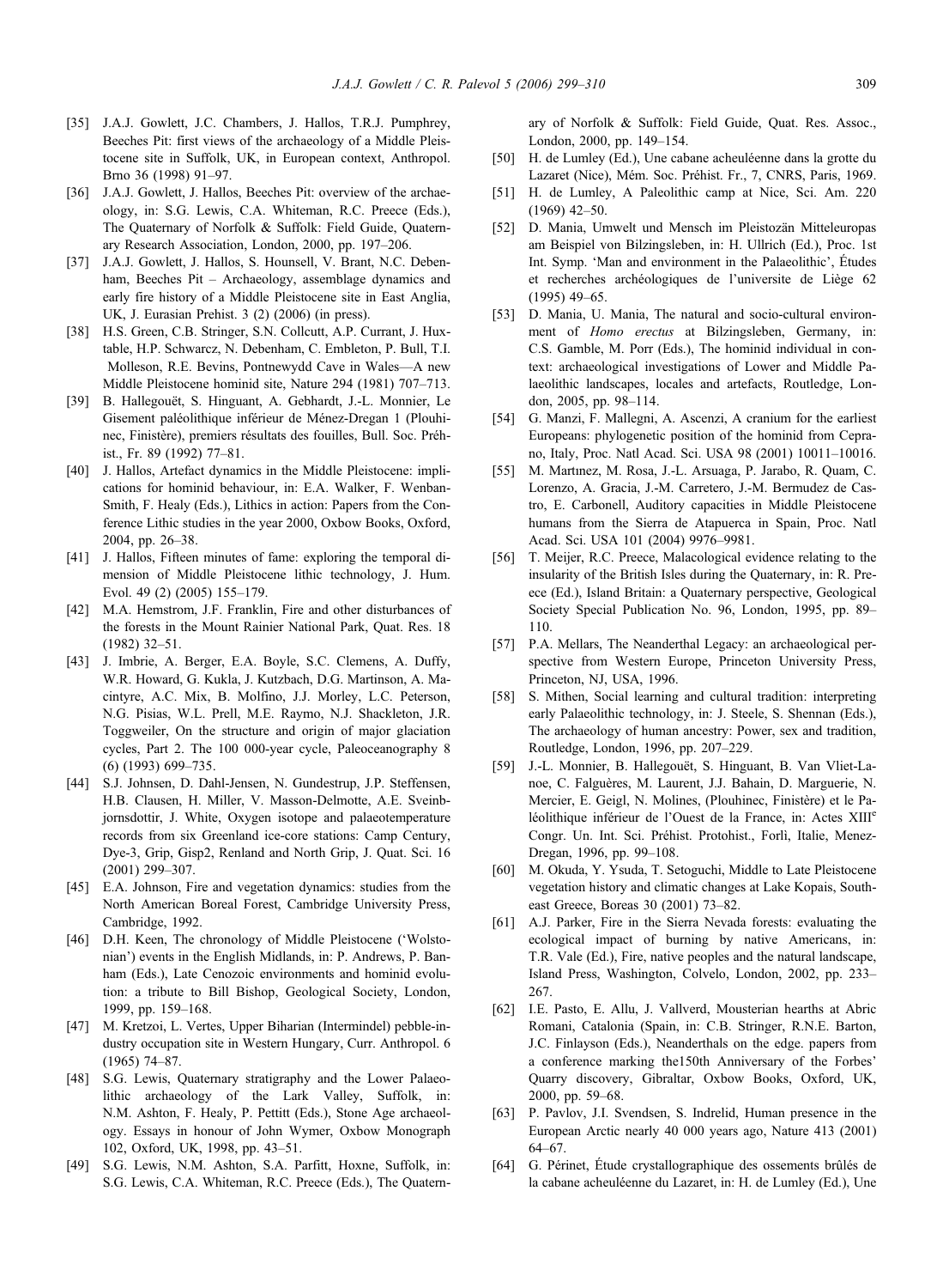- [35] J.A.J. Gowlett, J.C. Chambers, J. Hallos, T.R.J. Pumphrey, Beeches Pit: first views of the archaeology of a Middle Pleistocene site in Suffolk, UK, in European context, Anthropol. Brno 36 (1998) 91–97.
- [36] J.A.J. Gowlett, J. Hallos, Beeches Pit: overview of the archaeology, in: S.G. Lewis, C.A. Whiteman, R.C. Preece (Eds.), The Quaternary of Norfolk & Suffolk: Field Guide, Quaternary Research Association, London, 2000, pp. 197–206.
- [37] J.A.J. Gowlett, J. Hallos, S. Hounsell, V. Brant, N.C. Debenham, Beeches Pit – Archaeology, assemblage dynamics and early fire history of a Middle Pleistocene site in East Anglia, UK, J. Eurasian Prehist. 3 (2) (2006) (in press).
- [38] H.S. Green, C.B. Stringer, S.N. Collcutt, A.P. Currant, J. Huxtable, H.P. Schwarcz, N. Debenham, C. Embleton, P. Bull, T.I. Molleson, R.E. Bevins, Pontnewydd Cave in Wales—A new Middle Pleistocene hominid site, Nature 294 (1981) 707–713.
- [39] B. Hallegouët, S. Hinguant, A. Gebhardt, J.-L. Monnier, Le Gisement paléolithique inférieur de Ménez-Dregan 1 (Plouhinec, Finistère), premiers résultats des fouilles, Bull. Soc. Préhist., Fr. 89 (1992) 77–81.
- [40] J. Hallos, Artefact dynamics in the Middle Pleistocene: implications for hominid behaviour, in: E.A. Walker, F. Wenban-Smith, F. Healy (Eds.), Lithics in action: Papers from the Conference Lithic studies in the year 2000, Oxbow Books, Oxford, 2004, pp. 26–38.
- [41] J. Hallos, Fifteen minutes of fame: exploring the temporal dimension of Middle Pleistocene lithic technology, J. Hum. Evol. 49 (2) (2005) 155–179.
- [42] M.A. Hemstrom, J.F. Franklin, Fire and other disturbances of the forests in the Mount Rainier National Park, Quat. Res. 18 (1982) 32–51.
- [43] J. Imbrie, A. Berger, E.A. Boyle, S.C. Clemens, A. Duffy, W.R. Howard, G. Kukla, J. Kutzbach, D.G. Martinson, A. Macintyre, A.C. Mix, B. Molfino, J.J. Morley, L.C. Peterson, N.G. Pisias, W.L. Prell, M.E. Raymo, N.J. Shackleton, J.R. Toggweiler, On the structure and origin of major glaciation cycles, Part 2. The 100 000-year cycle, Paleoceanography 8 (6) (1993) 699–735.
- [44] S.J. Johnsen, D. Dahl-Jensen, N. Gundestrup, J.P. Steffensen, H.B. Clausen, H. Miller, V. Masson-Delmotte, A.E. Sveinbjornsdottir, J. White, Oxygen isotope and palaeotemperature records from six Greenland ice-core stations: Camp Century, Dye-3, Grip, Gisp2, Renland and North Grip, J. Quat. Sci. 16 (2001) 299–307.
- [45] E.A. Johnson, Fire and vegetation dynamics: studies from the North American Boreal Forest, Cambridge University Press, Cambridge, 1992.
- [46] D.H. Keen, The chronology of Middle Pleistocene ('Wolstonian') events in the English Midlands, in: P. Andrews, P. Banham (Eds.), Late Cenozoic environments and hominid evolution: a tribute to Bill Bishop, Geological Society, London, 1999, pp. 159–168.
- [47] M. Kretzoi, L. Vertes, Upper Biharian (Intermindel) pebble-industry occupation site in Western Hungary, Curr. Anthropol. 6 (1965) 74–87.
- [48] S.G. Lewis, Quaternary stratigraphy and the Lower Palaeolithic archaeology of the Lark Valley, Suffolk, in: N.M. Ashton, F. Healy, P. Pettitt (Eds.), Stone Age archaeology. Essays in honour of John Wymer, Oxbow Monograph 102, Oxford, UK, 1998, pp. 43–51.
- [49] S.G. Lewis, N.M. Ashton, S.A. Parfitt, Hoxne, Suffolk, in: S.G. Lewis, C.A. Whiteman, R.C. Preece (Eds.), The Quaternary of Norfolk & Suffolk: Field Guide, Quat. Res. Assoc., London, 2000, pp. 149–154.
- [50] H. de Lumley (Ed.), Une cabane acheuléenne dans la grotte du Lazaret (Nice), Mém. Soc. Préhist. Fr., 7, CNRS, Paris, 1969.
- [51] H. de Lumley, A Paleolithic camp at Nice, Sci. Am. 220 (1969) 42–50.
- [52] D. Mania, Umwelt und Mensch im Pleistozän Mitteleuropas am Beispiel von Bilzingsleben, in: H. Ullrich (Ed.), Proc. 1st Int. Symp. 'Man and environment in the Palaeolithic', Études et recherches archéologiques de l'universite de Liège 62 (1995) 49–65.
- [53] D. Mania, U. Mania, The natural and socio-cultural environment of *Homo erectus* at Bilzingsleben, Germany, in: C.S. Gamble, M. Porr (Eds.), The hominid individual in context: archaeological investigations of Lower and Middle Palaeolithic landscapes, locales and artefacts, Routledge, London, 2005, pp. 98–114.
- [54] G. Manzi, F. Mallegni, A. Ascenzi, A cranium for the earliest Europeans: phylogenetic position of the hominid from Ceprano, Italy, Proc. Natl Acad. Sci. USA 98 (2001) 10011–10016.
- [55] M. Martınez, M. Rosa, J.-L. Arsuaga, P. Jarabo, R. Quam, C. Lorenzo, A. Gracia, J.-M. Carretero, J.-M. Bermudez de Castro, E. Carbonell, Auditory capacities in Middle Pleistocene humans from the Sierra de Atapuerca in Spain, Proc. Natl Acad. Sci. USA 101 (2004) 9976–9981.
- [56] T. Meijer, R.C. Preece, Malacological evidence relating to the insularity of the British Isles during the Quaternary, in: R. Preece (Ed.), Island Britain: a Quaternary perspective, Geological Society Special Publication No. 96, London, 1995, pp. 89–110.
- [57] P.A. Mellars, The Neanderthal Legacy: an archaeological perspective from Western Europe, Princeton University Press, Princeton, NJ, USA, 1996.
- [58] S. Mithen, Social learning and cultural tradition: interpreting early Palaeolithic technology, in: J. Steele, S. Shennan (Eds.), The archaeology of human ancestry: Power, sex and tradition, Routledge, London, 1996, pp. 207–229.
- [59] J.-L. Monnier, B. Hallegouët, S. Hinguant, B. Van Vliet-Lanoe, C. Falguères, M. Laurent, J.J. Bahain, D. Marguerie, N. Mercier, E. Geigl, N. Molines, (Plouhinec, Finistère) et le Paléolithique inférieur de l'Ouest de la France, in: Actes XIII[e] Congr. Un. Int. Sci. Préhist. Protohist., Forlì, Italie, Menez-Dregan, 1996, pp. 99–108.
- [60] M. Okuda, Y. Ysuda, T. Setoguchi, Middle to Late Pleistocene vegetation history and climatic changes at Lake Kopais, Southeast Greece, Boreas 30 (2001) 73–82.
- [61] A.J. Parker, Fire in the Sierra Nevada forests: evaluating the ecological impact of burning by native Americans, in: T.R. Vale (Ed.), Fire, native peoples and the natural landscape, Island Press, Washington, Colvelo, London, 2002, pp. 233–267.
- [62] I.E. Pasto, E. Allu, J. Vallverd, Mousterian hearths at Abric Romani, Catalonia (Spain, in: C.B. Stringer, R.N.E. Barton, J.C. Finlayson (Eds.), Neanderthals on the edge. papers from a conference marking the150th Anniversary of the Forbes' Quarry discovery, Gibraltar, Oxbow Books, Oxford, UK, 2000, pp. 59–68.
- [63] P. Pavlov, J.I. Svendsen, S. Indrelid, Human presence in the European Arctic nearly 40 000 years ago, Nature 413 (2001) 64–67.
- [64] G. Périnet, Étude crystallographique des ossements brûlés de la cabane acheuléenne du Lazaret, in: H. de Lumley (Ed.), Une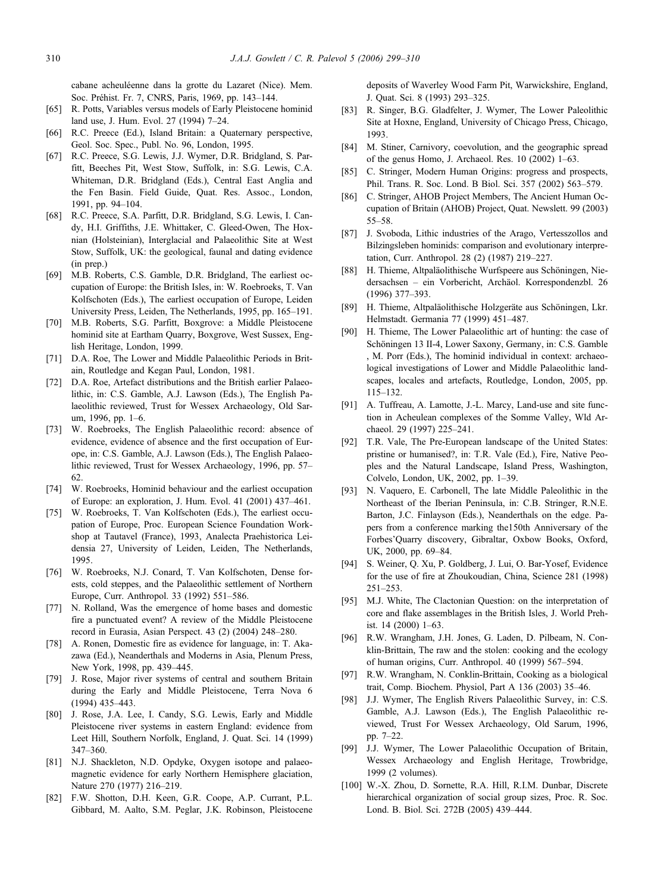cabane acheuléenne dans la grotte du Lazaret (Nice). Mem. Soc. Préhist. Fr. 7, CNRS, Paris, 1969, pp. 143–144.

[65] R. Potts, Variables versus models of Early Pleistocene hominid land use, J. Hum. Evol. 27 (1994) 7–24.

[66] R.C. Preece (Ed.), Island Britain: a Quaternary perspective, Geol. Soc. Spec., Publ. No. 96, London, 1995.

[67] R.C. Preece, S.G. Lewis, J.J. Wymer, D.R. Bridgland, S. Parfitt, Beeches Pit, West Stow, Suffolk, in: S.G. Lewis, C.A. Whiteman, D.R. Bridgland (Eds.), Central East Anglia and the Fen Basin. Field Guide, Quat. Res. Assoc., London, 1991, pp. 94–104.

[68] R.C. Preece, S.A. Parfitt, D.R. Bridgland, S.G. Lewis, I. Candy, H.I. Griffiths, J.E. Whittaker, C. Gleed-Owen, The Hoxnian (Holsteinian), Interglacial and Palaeolithic Site at West Stow, Suffolk, UK: the geological, faunal and dating evidence (in prep.)

[69] M.B. Roberts, C.S. Gamble, D.R. Bridgland, The earliest occupation of Europe: the British Isles, in: W. Roebroeks, T. Van Kolfschoten (Eds.), The earliest occupation of Europe, Leiden University Press, Leiden, The Netherlands, 1995, pp. 165–191.

[70] M.B. Roberts, S.G. Parfitt, Boxgrove: a Middle Pleistocene hominid site at Eartham Quarry, Boxgrove, West Sussex, English Heritage, London, 1999.

[71] D.A. Roe, The Lower and Middle Palaeolithic Periods in Britain, Routledge and Kegan Paul, London, 1981.

[72] D.A. Roe, Artefact distributions and the British earlier Palaeolithic, in: C.S. Gamble, A.J. Lawson (Eds.), The English Palaeolithic reviewed, Trust for Wessex Archaeology, Old Sarum, 1996, pp. 1–6.

[73] W. Roebroeks, The English Palaeolithic record: absence of evidence, evidence of absence and the first occupation of Europe, in: C.S. Gamble, A.J. Lawson (Eds.), The English Palaeolithic reviewed, Trust for Wessex Archaeology, 1996, pp. 57–62.

[74] W. Roebroeks, Hominid behaviour and the earliest occupation of Europe: an exploration, J. Hum. Evol. 41 (2001) 437–461.

[75] W. Roebroeks, T. Van Kolfschoten (Eds.), The earliest occupation of Europe, Proc. European Science Foundation Workshop at Tautavel (France), 1993, Analecta Praehistorica Leidensia 27, University of Leiden, Leiden, The Netherlands, 1995.

[76] W. Roebroeks, N.J. Conard, T. Van Kolfschoten, Dense forests, cold steppes, and the Palaeolithic settlement of Northern Europe, Curr. Anthropol. 33 (1992) 551–586.

[77] N. Rolland, Was the emergence of home bases and domestic fire a punctuated event? A review of the Middle Pleistocene record in Eurasia, Asian Perspect. 43 (2) (2004) 248–280.

[78] A. Ronen, Domestic fire as evidence for language, in: T. Akazawa (Ed.), Neanderthals and Moderns in Asia, Plenum Press, New York, 1998, pp. 439–445.

[79] J. Rose, Major river systems of central and southern Britain during the Early and Middle Pleistocene, Terra Nova 6 (1994) 435–443.

[80] J. Rose, J.A. Lee, I. Candy, S.G. Lewis, Early and Middle Pleistocene river systems in eastern England: evidence from Leet Hill, Southern Norfolk, England, J. Quat. Sci. 14 (1999) 347–360.

[81] N.J. Shackleton, N.D. Opdyke, Oxygen isotope and palaeomagnetic evidence for early Northern Hemisphere glaciation, Nature 270 (1977) 216–219.

[82] F.W. Shotton, D.H. Keen, G.R. Coope, A.P. Currant, P.L. Gibbard, M. Aalto, S.M. Peglar, J.K. Robinson, Pleistocene deposits of Waverley Wood Farm Pit, Warwickshire, England, J. Quat. Sci. 8 (1993) 293–325.

[83] R. Singer, B.G. Gladfelter, J. Wymer, The Lower Paleolithic Site at Hoxne, England, University of Chicago Press, Chicago, 1993.

[84] M. Stiner, Carnivory, coevolution, and the geographic spread of the genus Homo, J. Archaeol. Res. 10 (2002) 1–63.

[85] C. Stringer, Modern Human Origins: progress and prospects, Phil. Trans. R. Soc. Lond. B Biol. Sci. 357 (2002) 563–579.

[86] C. Stringer, AHOB Project Members, The Ancient Human Occupation of Britain (AHOB) Project, Quat. Newslett. 99 (2003) 55–58.

[87] J. Svoboda, Lithic industries of the Arago, Vertesszollos and Bilzingsleben hominids: comparison and evolutionary interpretation, Curr. Anthropol. 28 (2) (1987) 219–227.

[88] H. Thieme, Altpaläolithische Wurfspeere aus Schöningen, Niedersachsen – ein Vorbericht, Archäol. Korrespondenzbl. 26 (1996) 377–393.

[89] H. Thieme, Altpaläolithische Holzgeräte aus Schöningen, Lkr. Helmstadt. Germania 77 (1999) 451–487.

[90] H. Thieme, The Lower Palaeolithic art of hunting: the case of Schöningen 13 II-4, Lower Saxony, Germany, in: C.S. Gamble , M. Porr (Eds.), The hominid individual in context: archaeological investigations of Lower and Middle Palaeolithic landscapes, locales and artefacts, Routledge, London, 2005, pp. 115–132.

[91] A. Tuffreau, A. Lamotte, J.-L. Marcy, Land-use and site function in Acheulean complexes of the Somme Valley, Wld Archaeol. 29 (1997) 225–241.

[92] T.R. Vale, The Pre-European landscape of the United States: pristine or humanised?, in: T.R. Vale (Ed.), Fire, Native Peoples and the Natural Landscape, Island Press, Washington, Colvelo, London, UK, 2002, pp. 1–39.

[93] N. Vaquero, E. Carbonell, The late Middle Paleolithic in the Northeast of the Iberian Peninsula, in: C.B. Stringer, R.N.E. Barton, J.C. Finlayson (Eds.), Neanderthals on the edge. Papers from a conference marking the150th Anniversary of the Forbes'Quarry discovery, Gibraltar, Oxbow Books, Oxford, UK, 2000, pp. 69–84.

[94] S. Weiner, Q. Xu, P. Goldberg, J. Lui, O. Bar-Yosef, Evidence for the use of fire at Zhoukoudian, China, Science 281 (1998) 251–253.

[95] M.J. White, The Clactonian Question: on the interpretation of core and flake assemblages in the British Isles, J. World Prehist. 14 (2000) 1–63.

[96] R.W. Wrangham, J.H. Jones, G. Laden, D. Pilbeam, N. Conklin-Brittain, The raw and the stolen: cooking and the ecology of human origins, Curr. Anthropol. 40 (1999) 567–594.

[97] R.W. Wrangham, N. Conklin-Brittain, Cooking as a biological trait, Comp. Biochem. Physiol, Part A 136 (2003) 35–46.

[98] J.J. Wymer, The English Rivers Palaeolithic Survey, in: C.S. Gamble, A.J. Lawson (Eds.), The English Palaeolithic reviewed, Trust For Wessex Archaeology, Old Sarum, 1996, pp. 7–22.

[99] J.J. Wymer, The Lower Palaeolithic Occupation of Britain, Wessex Archaeology and English Heritage, Trowbridge, 1999 (2 volumes).

[100] W.-X. Zhou, D. Sornette, R.A. Hill, R.I.M. Dunbar, Discrete hierarchical organization of social group sizes, Proc. R. Soc. Lond. B. Biol. Sci. 272B (2005) 439–444.